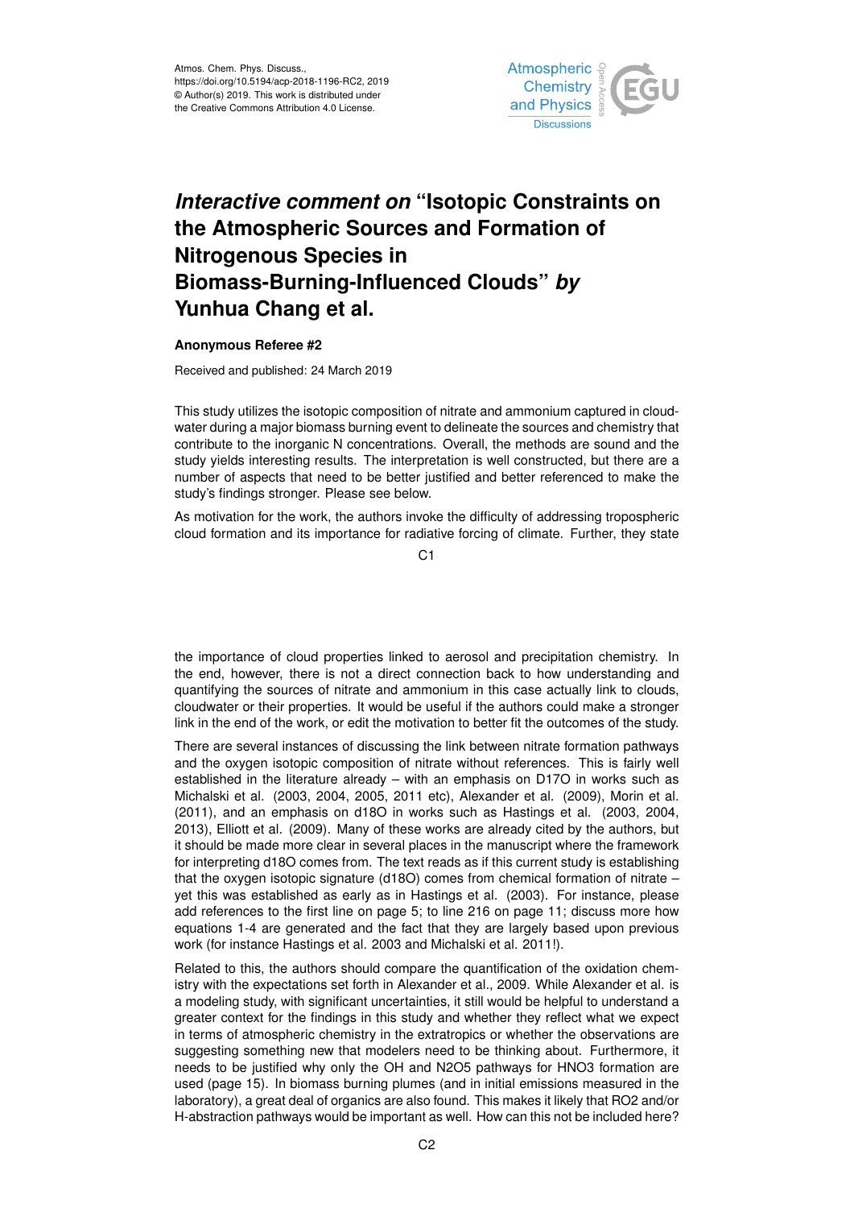# *Interactive comment on* "Isotopic Constraints on the Atmospheric Sources and Formation of Nitrogenous Species in Biomass-Burning-Influenced Clouds" *by* Yunhua Chang et al.

**Anonymous Referee #2**

Received and published: 24 March 2019

This study utilizes the isotopic composition of nitrate and ammonium captured in cloudwater during a major biomass burning event to delineate the sources and chemistry that contribute to the inorganic N concentrations. Overall, the methods are sound and the study yields interesting results. The interpretation is well constructed, but there are a number of aspects that need to be better justified and better referenced to make the study's findings stronger. Please see below.

As motivation for the work, the authors invoke the difficulty of addressing tropospheric cloud formation and its importance for radiative forcing of climate. Further, they state the importance of cloud properties linked to aerosol and precipitation chemistry. In the end, however, there is not a direct connection back to how understanding and quantifying the sources of nitrate and ammonium in this case actually link to clouds, cloudwater or their properties. It would be useful if the authors could make a stronger link in the end of the work, or edit the motivation to better fit the outcomes of the study.

There are several instances of discussing the link between nitrate formation pathways and the oxygen isotopic composition of nitrate without references. This is fairly well established in the literature already – with an emphasis on D17O in works such as Michalski et al. (2003, 2004, 2005, 2011 etc), Alexander et al. (2009), Morin et al. (2011), and an emphasis on d18O in works such as Hastings et al. (2003, 2004, 2013), Elliott et al. (2009). Many of these works are already cited by the authors, but it should be made more clear in several places in the manuscript where the framework for interpreting d18O comes from. The text reads as if this current study is establishing that the oxygen isotopic signature (d18O) comes from chemical formation of nitrate – yet this was established as early as in Hastings et al. (2003). For instance, please add references to the first line on page 5; to line 216 on page 11; discuss more how equations 1-4 are generated and the fact that they are largely based upon previous work (for instance Hastings et al. 2003 and Michalski et al. 2011!).

Related to this, the authors should compare the quantification of the oxidation chemistry with the expectations set forth in Alexander et al., 2009. While Alexander et al. is a modeling study, with significant uncertainties, it still would be helpful to understand a greater context for the findings in this study and whether they reflect what we expect in terms of atmospheric chemistry in the extratropics or whether the observations are suggesting something new that modelers need to be thinking about. Furthermore, it needs to be justified why only the OH and N2O5 pathways for HNO3 formation are used (page 15). In biomass burning plumes (and in initial emissions measured in the laboratory), a great deal of organics are also found. This makes it likely that RO2 and/or H-abstraction pathways would be important as well. How can this not be included here?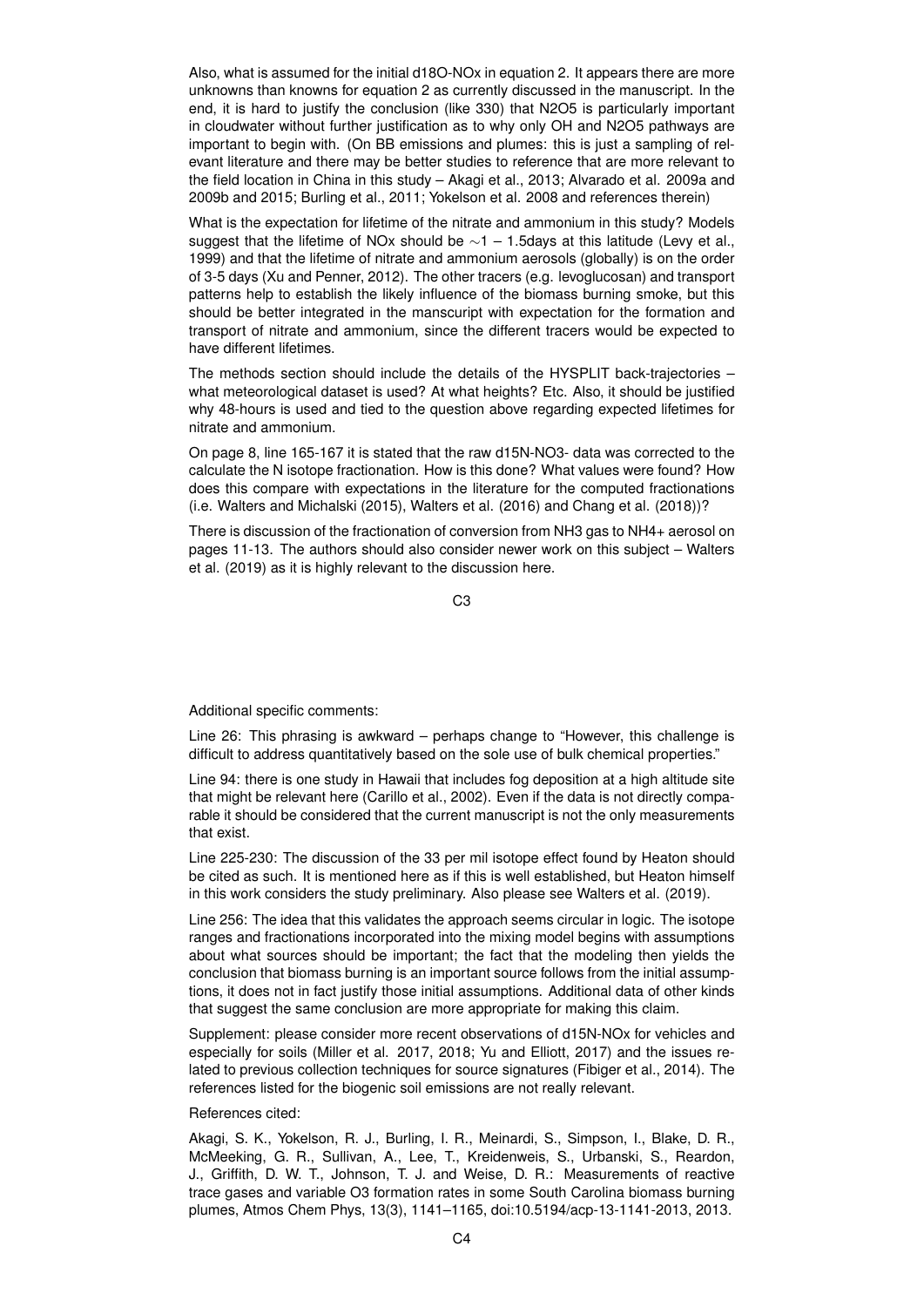Also, what is assumed for the initial $d18O$-$NO_x$ in equation 2. It appears there are more unknowns than knowns for equation 2 as currently discussed in the manuscript. In the end, it is hard to justify the conclusion (like 330) that $N_2O_5$ is particularly important in cloudwater without further justification as to why only OH and $N_2O_5$ pathways are important to begin with. (On BB emissions and plumes: this is just a sampling of relevant literature and there may be better studies to reference that are more relevant to the field location in China in this study – Akagi et al., 2013; Alvarado et al. 2009a and 2009b and 2015; Burling et al., 2011; Yokelson et al. 2008 and references therein)

What is the expectation for lifetime of the nitrate and ammonium in this study? Models suggest that the lifetime of $NO_x$ should be $\sim$1 – 1.5days at this latitude (Levy et al., 1999) and that the lifetime of nitrate and ammonium aerosols (globally) is on the order of 3-5 days (Xu and Penner, 2012). The other tracers (e.g. levoglucosan) and transport patterns help to establish the likely influence of the biomass burning smoke, but this should be better integrated in the manscuript with expectation for the formation and transport of nitrate and ammonium, since the different tracers would be expected to have different lifetimes.

The methods section should include the details of the HYSPLIT back-trajectories – what meteorological dataset is used? At what heights? Etc. Also, it should be justified why 48-hours is used and tied to the question above regarding expected lifetimes for nitrate and ammonium.

On page 8, line 165-167 it is stated that the raw $d15N$-$NO_3^-$ data was corrected to the calculate the N isotope fractionation. How is this done? What values were found? How does this compare with expectations in the literature for the computed fractionations (i.e. Walters and Michalski (2015), Walters et al. (2016) and Chang et al. (2018))?

There is discussion of the fractionation of conversion from $NH_3$ gas to $NH_4^+$ aerosol on pages 11-13. The authors should also consider newer work on this subject – Walters et al. (2019) as it is highly relevant to the discussion here.

Additional specific comments:

Line 26: This phrasing is awkward – perhaps change to "However, this challenge is difficult to address quantitatively based on the sole use of bulk chemical properties."

Line 94: there is one study in Hawaii that includes fog deposition at a high altitude site that might be relevant here (Carillo et al., 2002). Even if the data is not directly comparable it should be considered that the current manuscript is not the only measurements that exist.

Line 225-230: The discussion of the 33 per mil isotope effect found by Heaton should be cited as such. It is mentioned here as if this is well established, but Heaton himself in this work considers the study preliminary. Also please see Walters et al. (2019).

Line 256: The idea that this validates the approach seems circular in logic. The isotope ranges and fractionations incorporated into the mixing model begins with assumptions about what sources should be important; the fact that the modeling then yields the conclusion that biomass burning is an important source follows from the initial assumptions, it does not in fact justify those initial assumptions. Additional data of other kinds that suggest the same conclusion are more appropriate for making this claim.

Supplement: please consider more recent observations of $d15N$-$NO_x$ for vehicles and especially for soils (Miller et al. 2017, 2018; Yu and Elliott, 2017) and the issues related to previous collection techniques for source signatures (Fibiger et al., 2014). The references listed for the biogenic soil emissions are not really relevant.

References cited:

Akagi, S. K., Yokelson, R. J., Burling, I. R., Meinardi, S., Simpson, I., Blake, D. R., McMeeking, G. R., Sullivan, A., Lee, T., Kreidenweis, S., Urbanski, S., Reardon, J., Griffith, D. W. T., Johnson, T. J. and Weise, D. R.: Measurements of reactive trace gases and variable O3 formation rates in some South Carolina biomass burning plumes, Atmos Chem Phys, 13(3), 1141–1165, doi:10.5194/acp-13-1141-2013, 2013.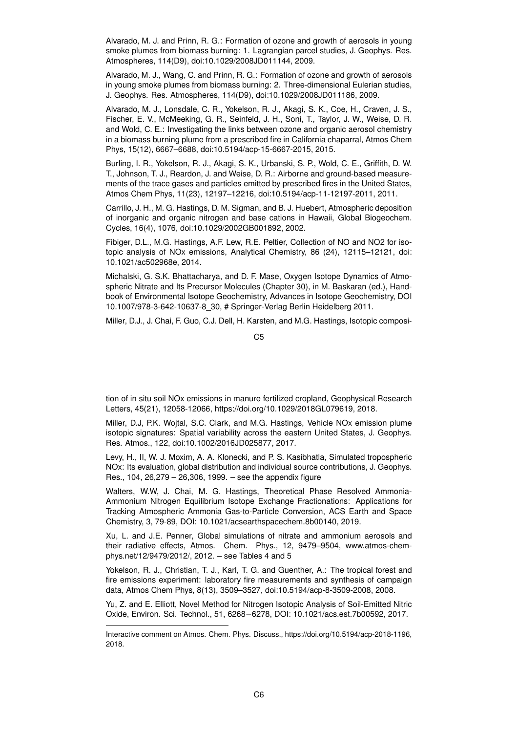Alvarado, M. J. and Prinn, R. G.: Formation of ozone and growth of aerosols in young smoke plumes from biomass burning: 1. Lagrangian parcel studies, J. Geophys. Res. Atmospheres, 114(D9), doi:10.1029/2008JD011144, 2009.

Alvarado, M. J., Wang, C. and Prinn, R. G.: Formation of ozone and growth of aerosols in young smoke plumes from biomass burning: 2. Three-dimensional Eulerian studies, J. Geophys. Res. Atmospheres, 114(D9), doi:10.1029/2008JD011186, 2009.

Alvarado, M. J., Lonsdale, C. R., Yokelson, R. J., Akagi, S. K., Coe, H., Craven, J. S., Fischer, E. V., McMeeking, G. R., Seinfeld, J. H., Soni, T., Taylor, J. W., Weise, D. R. and Wold, C. E.: Investigating the links between ozone and organic aerosol chemistry in a biomass burning plume from a prescribed fire in California chaparral, Atmos Chem Phys, 15(12), 6667–6688, doi:10.5194/acp-15-6667-2015, 2015.

Burling, I. R., Yokelson, R. J., Akagi, S. K., Urbanski, S. P., Wold, C. E., Griffith, D. W. T., Johnson, T. J., Reardon, J. and Weise, D. R.: Airborne and ground-based measurements of the trace gases and particles emitted by prescribed fires in the United States, Atmos Chem Phys, 11(23), 12197–12216, doi:10.5194/acp-11-12197-2011, 2011.

Carrillo, J. H., M. G. Hastings, D. M. Sigman, and B. J. Huebert, Atmospheric deposition of inorganic and organic nitrogen and base cations in Hawaii, Global Biogeochem. Cycles, 16(4), 1076, doi:10.1029/2002GB001892, 2002.

Fibiger, D.L., M.G. Hastings, A.F. Lew, R.E. Peltier, Collection of NO and NO2 for isotopic analysis of NOx emissions, Analytical Chemistry, 86 (24), 12115–12121, doi: 10.1021/ac502968e, 2014.

Michalski, G. S.K. Bhattacharya, and D. F. Mase, Oxygen Isotope Dynamics of Atmospheric Nitrate and Its Precursor Molecules (Chapter 30), in M. Baskaran (ed.), Handbook of Environmental Isotope Geochemistry, Advances in Isotope Geochemistry, DOI 10.1007/978-3-642-10637-8_30, # Springer-Verlag Berlin Heidelberg 2011.

Miller, D.J., J. Chai, F. Guo, C.J. Dell, H. Karsten, and M.G. Hastings, Isotopic composition of in situ soil NOx emissions in manure fertilized cropland, Geophysical Research Letters, 45(21), 12058-12066, https://doi.org/10.1029/2018GL079619, 2018.

Miller, D.J, P.K. Wojtal, S.C. Clark, and M.G. Hastings, Vehicle NOx emission plume isotopic signatures: Spatial variability across the eastern United States, J. Geophys. Res. Atmos., 122, doi:10.1002/2016JD025877, 2017.

Levy, H., II, W. J. Moxim, A. A. Klonecki, and P. S. Kasibhatla, Simulated tropospheric NOx: Its evaluation, global distribution and individual source contributions, J. Geophys. Res., 104, 26,279 – 26,306, 1999. – see the appendix figure

Walters, W.W, J. Chai, M. G. Hastings, Theoretical Phase Resolved Ammonia-Ammonium Nitrogen Equilibrium Isotope Exchange Fractionations: Applications for Tracking Atmospheric Ammonia Gas-to-Particle Conversion, ACS Earth and Space Chemistry, 3, 79-89, DOI: 10.1021/acsearthspacechem.8b00140, 2019.

Xu, L. and J.E. Penner, Global simulations of nitrate and ammonium aerosols and their radiative effects, Atmos. Chem. Phys., 12, 9479–9504, www.atmos-chem-phys.net/12/9479/2012/, 2012. – see Tables 4 and 5

Yokelson, R. J., Christian, T. J., Karl, T. G. and Guenther, A.: The tropical forest and fire emissions experiment: laboratory fire measurements and synthesis of campaign data, Atmos Chem Phys, 8(13), 3509–3527, doi:10.5194/acp-8-3509-2008, 2008.

Yu, Z. and E. Elliott, Novel Method for Nitrogen Isotopic Analysis of Soil-Emitted Nitric Oxide, Environ. Sci. Technol., 51, 6268−6278, DOI: 10.1021/acs.est.7b00592, 2017.

---

Interactive comment on Atmos. Chem. Phys. Discuss., https://doi.org/10.5194/acp-2018-1196, 2018.